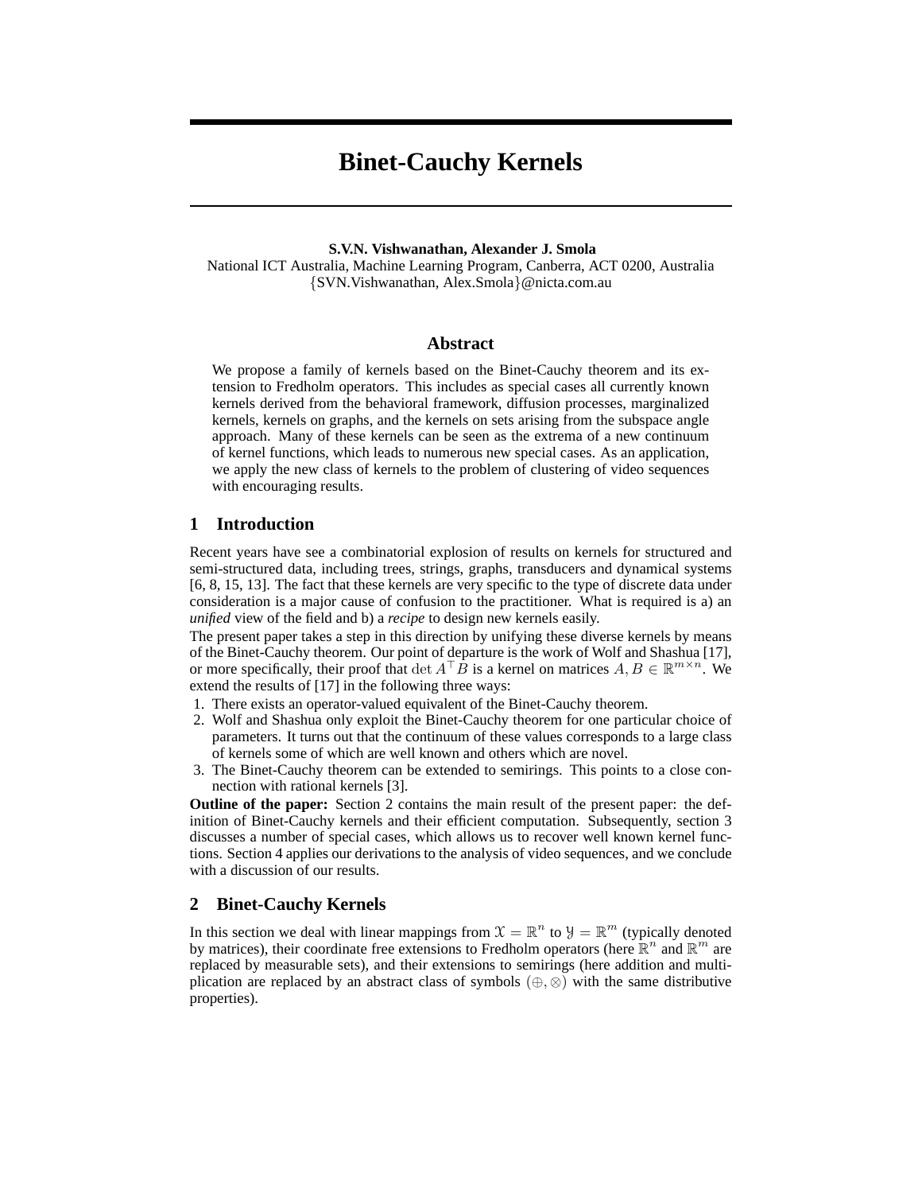# Binet-Cauchy Kernels

**S.V.N. Vishwanathan, Alexander J. Smola**
National ICT Australia, Machine Learning Program, Canberra, ACT 0200, Australia
{SVN.Vishwanathan, Alex.Smola}@nicta.com.au

## Abstract

We propose a family of kernels based on the Binet-Cauchy theorem and its extension to Fredholm operators. This includes as special cases all currently known kernels derived from the behavioral framework, diffusion processes, marginalized kernels, kernels on graphs, and the kernels on sets arising from the subspace angle approach. Many of these kernels can be seen as the extrema of a new continuum of kernel functions, which leads to numerous new special cases. As an application, we apply the new class of kernels to the problem of clustering of video sequences with encouraging results.

## 1 Introduction

Recent years have see a combinatorial explosion of results on kernels for structured and semi-structured data, including trees, strings, graphs, transducers and dynamical systems [6, 8, 15, 13]. The fact that these kernels are very specific to the type of discrete data under consideration is a major cause of confusion to the practitioner. What is required is a) an *unified* view of the field and b) a *recipe* to design new kernels easily.

The present paper takes a step in this direction by unifying these diverse kernels by means of the Binet-Cauchy theorem. Our point of departure is the work of Wolf and Shashua [17], or more specifically, their proof that $\det A^\top B$ is a kernel on matrices $A, B \in \mathbb{R}^{m \times n}$. We extend the results of [17] in the following three ways:

1. There exists an operator-valued equivalent of the Binet-Cauchy theorem.
2. Wolf and Shashua only exploit the Binet-Cauchy theorem for one particular choice of parameters. It turns out that the continuum of these values corresponds to a large class of kernels some of which are well known and others which are novel.
3. The Binet-Cauchy theorem can be extended to semirings. This points to a close connection with rational kernels [3].

**Outline of the paper:** Section 2 contains the main result of the present paper: the definition of Binet-Cauchy kernels and their efficient computation. Subsequently, section 3 discusses a number of special cases, which allows us to recover well known kernel functions. Section 4 applies our derivations to the analysis of video sequences, and we conclude with a discussion of our results.

## 2 Binet-Cauchy Kernels

In this section we deal with linear mappings from $\mathcal{X} = \mathbb{R}^n$ to $\mathcal{Y} = \mathbb{R}^m$ (typically denoted by matrices), their coordinate free extensions to Fredholm operators (here $\mathbb{R}^n$ and $\mathbb{R}^m$ are replaced by measurable sets), and their extensions to semirings (here addition and multiplication are replaced by an abstract class of symbols $(\oplus, \otimes)$ with the same distributive properties).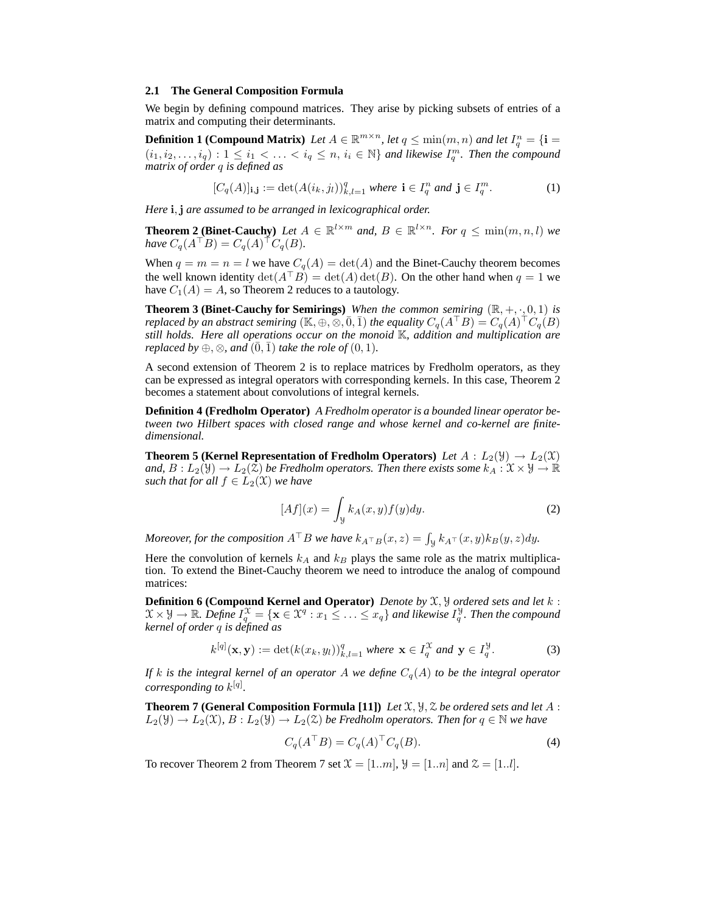### 2.1 The General Composition Formula

We begin by defining compound matrices. They arise by picking subsets of entries of a matrix and computing their determinants.

**Definition 1 (Compound Matrix)** *Let $A \in \mathbb{R}^{m \times n}$, let $q \leq \min(m, n)$ and let $I_q^n = \{\mathbf{i} = (i_1, i_2, \ldots, i_q) : 1 \leq i_1 < \ldots < i_q \leq n,\, i_i \in \mathbb{N}\}$ and likewise $I_q^m$. Then the compound matrix of order $q$ is defined as*

$$[C_q(A)]_{\mathbf{i},\mathbf{j}} := \det(A(i_k, j_l))_{k,l=1}^q \text{ where } \mathbf{i} \in I_q^n \text{ and } \mathbf{j} \in I_q^m. \tag{1}$$

*Here $\mathbf{i}, \mathbf{j}$ are assumed to be arranged in lexicographical order.*

**Theorem 2 (Binet-Cauchy)** *Let $A \in \mathbb{R}^{l \times m}$ and, $B \in \mathbb{R}^{l \times n}$. For $q \leq \min(m, n, l)$ we have $C_q(A^\top B) = C_q(A)^\top C_q(B)$.*

When $q = m = n = l$ we have $C_q(A) = \det(A)$ and the Binet-Cauchy theorem becomes the well known identity $\det(A^\top B) = \det(A)\det(B)$. On the other hand when $q = 1$ we have $C_1(A) = A$, so Theorem 2 reduces to a tautology.

**Theorem 3 (Binet-Cauchy for Semirings)** *When the common semiring $(\mathbb{R}, +, \cdot, 0, 1)$ is replaced by an abstract semiring $(\mathbb{K}, \oplus, \otimes, \bar{0}, \bar{1})$ the equality $C_q(A^\top B) = C_q(A)^\top C_q(B)$ still holds. Here all operations occur on the monoid $\mathbb{K}$, addition and multiplication are replaced by $\oplus, \otimes$, and $(\bar{0}, \bar{1})$ take the role of $(0, 1)$.*

A second extension of Theorem 2 is to replace matrices by Fredholm operators, as they can be expressed as integral operators with corresponding kernels. In this case, Theorem 2 becomes a statement about convolutions of integral kernels.

**Definition 4 (Fredholm Operator)** *A Fredholm operator is a bounded linear operator between two Hilbert spaces with closed range and whose kernel and co-kernel are finite-dimensional.*

**Theorem 5 (Kernel Representation of Fredholm Operators)** *Let $A : L_2(\mathcal{Y}) \to L_2(\mathcal{X})$ and, $B : L_2(\mathcal{Y}) \to L_2(\mathcal{Z})$ be Fredholm operators. Then there exists some $k_A : \mathcal{X} \times \mathcal{Y} \to \mathbb{R}$ such that for all $f \in L_2(\mathcal{X})$ we have*

$$[Af](x) = \int_{\mathcal{Y}} k_A(x, y) f(y) dy. \tag{2}$$

*Moreover, for the composition $A^\top B$ we have $k_{A^\top B}(x, z) = \int_{\mathcal{Y}} k_{A^\top}(x, y) k_B(y, z) dy$.*

Here the convolution of kernels $k_A$ and $k_B$ plays the same role as the matrix multiplication. To extend the Binet-Cauchy theorem we need to introduce the analog of compound matrices:

**Definition 6 (Compound Kernel and Operator)** *Denote by $\mathcal{X}, \mathcal{Y}$ ordered sets and let $k : \mathcal{X} \times \mathcal{Y} \to \mathbb{R}$. Define $I_q^{\mathcal{X}} = \{\mathbf{x} \in \mathcal{X}^q : x_1 \leq \ldots \leq x_q\}$ and likewise $I_q^{\mathcal{Y}}$. Then the compound kernel of order $q$ is defined as*

$$k^{[q]}(\mathbf{x}, \mathbf{y}) := \det(k(x_k, y_l))_{k,l=1}^q \text{ where } \mathbf{x} \in I_q^{\mathcal{X}} \text{ and } \mathbf{y} \in I_q^{\mathcal{Y}}. \tag{3}$$

*If $k$ is the integral kernel of an operator $A$ we define $C_q(A)$ to be the integral operator corresponding to $k^{[q]}$.*

**Theorem 7 (General Composition Formula [11])** *Let $\mathcal{X}, \mathcal{Y}, \mathcal{Z}$ be ordered sets and let $A : L_2(\mathcal{Y}) \to L_2(\mathcal{X})$, $B : L_2(\mathcal{Y}) \to L_2(\mathcal{Z})$ be Fredholm operators. Then for $q \in \mathbb{N}$ we have*

$$C_q(A^\top B) = C_q(A)^\top C_q(B). \tag{4}$$

To recover Theorem 2 from Theorem 7 set $\mathcal{X} = [1..m]$, $\mathcal{Y} = [1..n]$ and $\mathcal{Z} = [1..l]$.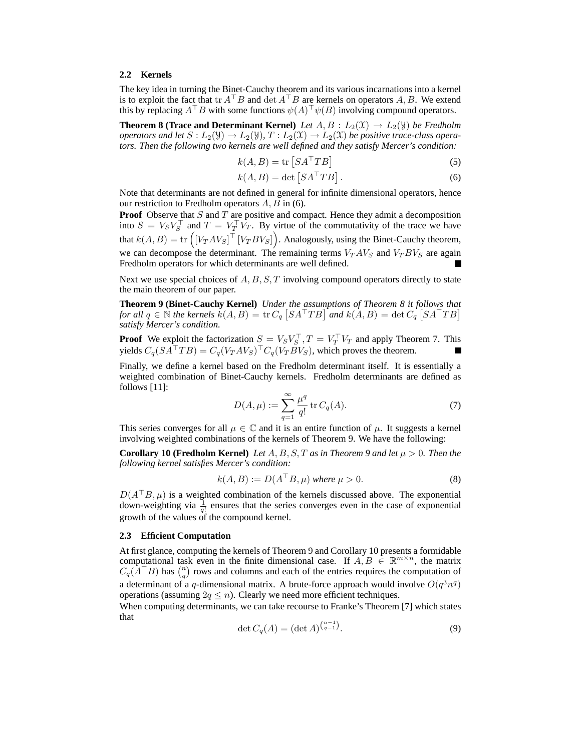### 2.2 Kernels

The key idea in turning the Binet-Cauchy theorem and its various incarnations into a kernel is to exploit the fact that $\operatorname{tr} A^\top B$ and $\det A^\top B$ are kernels on operators $A, B$. We extend this by replacing $A^\top B$ with some functions $\psi(A)^\top \psi(B)$ involving compound operators.

**Theorem 8 (Trace and Determinant Kernel)** *Let $A, B : L_2(\mathcal{X}) \to L_2(\mathcal{Y})$ be Fredholm operators and let $S : L_2(\mathcal{Y}) \to L_2(\mathcal{Y})$, $T : L_2(\mathcal{X}) \to L_2(\mathcal{X})$ be positive trace-class operators. Then the following two kernels are well defined and they satisfy Mercer's condition:*

$$k(A, B) = \operatorname{tr}\left[SA^\top TB\right] \tag{5}$$

$$k(A, B) = \det\left[SA^\top TB\right]. \tag{6}$$

Note that determinants are not defined in general for infinite dimensional operators, hence our restriction to Fredholm operators $A, B$ in (6).

**Proof** Observe that $S$ and $T$ are positive and compact. Hence they admit a decomposition into $S = V_S V_S^\top$ and $T = V_T^\top V_T$. By virtue of the commutativity of the trace we have that $k(A, B) = \operatorname{tr}\left(\left[V_T A V_S\right]^\top \left[V_T B V_S\right]\right)$. Analogously, using the Binet-Cauchy theorem, we can decompose the determinant. The remaining terms $V_T A V_S$ and $V_T B V_S$ are again Fredholm operators for which determinants are well defined. ■

Next we use special choices of $A, B, S, T$ involving compound operators directly to state the main theorem of our paper.

**Theorem 9 (Binet-Cauchy Kernel)** *Under the assumptions of Theorem 8 it follows that for all $q \in \mathbb{N}$ the kernels $k(A, B) = \operatorname{tr} C_q\left[SA^\top TB\right]$ and $k(A, B) = \det C_q\left[SA^\top TB\right]$ satisfy Mercer's condition.*

**Proof** We exploit the factorization $S = V_S V_S^\top, T = V_T^\top V_T$ and apply Theorem 7. This yields $C_q(SA^\top TB) = C_q(V_T A V_S)^\top C_q(V_T B V_S)$, which proves the theorem. ■

Finally, we define a kernel based on the Fredholm determinant itself. It is essentially a weighted combination of Binet-Cauchy kernels. Fredholm determinants are defined as follows [11]:

$$D(A, \mu) := \sum_{q=1}^{\infty} \frac{\mu^q}{q!} \operatorname{tr} C_q(A). \tag{7}$$

This series converges for all $\mu \in \mathbb{C}$ and it is an entire function of $\mu$. It suggests a kernel involving weighted combinations of the kernels of Theorem 9. We have the following:

**Corollary 10 (Fredholm Kernel)** *Let $A, B, S, T$ as in Theorem 9 and let $\mu > 0$. Then the following kernel satisfies Mercer's condition:*

$$k(A, B) := D(A^\top B, \mu) \text{ where } \mu > 0. \tag{8}$$

$D(A^\top B, \mu)$ is a weighted combination of the kernels discussed above. The exponential down-weighting via $\frac{1}{q!}$ ensures that the series converges even in the case of exponential growth of the values of the compound kernel.

### 2.3 Efficient Computation

At first glance, computing the kernels of Theorem 9 and Corollary 10 presents a formidable computational task even in the finite dimensional case. If $A, B \in \mathbb{R}^{m \times n}$, the matrix $C_q(A^\top B)$ has $\binom{n}{q}$ rows and columns and each of the entries requires the computation of a determinant of a $q$-dimensional matrix. A brute-force approach would involve $O(q^3 n^q)$ operations (assuming $2q \leq n$). Clearly we need more efficient techniques.

When computing determinants, we can take recourse to Franke's Theorem [7] which states that

$$\det C_q(A) = (\det A)^{\binom{n-1}{q-1}}. \tag{9}$$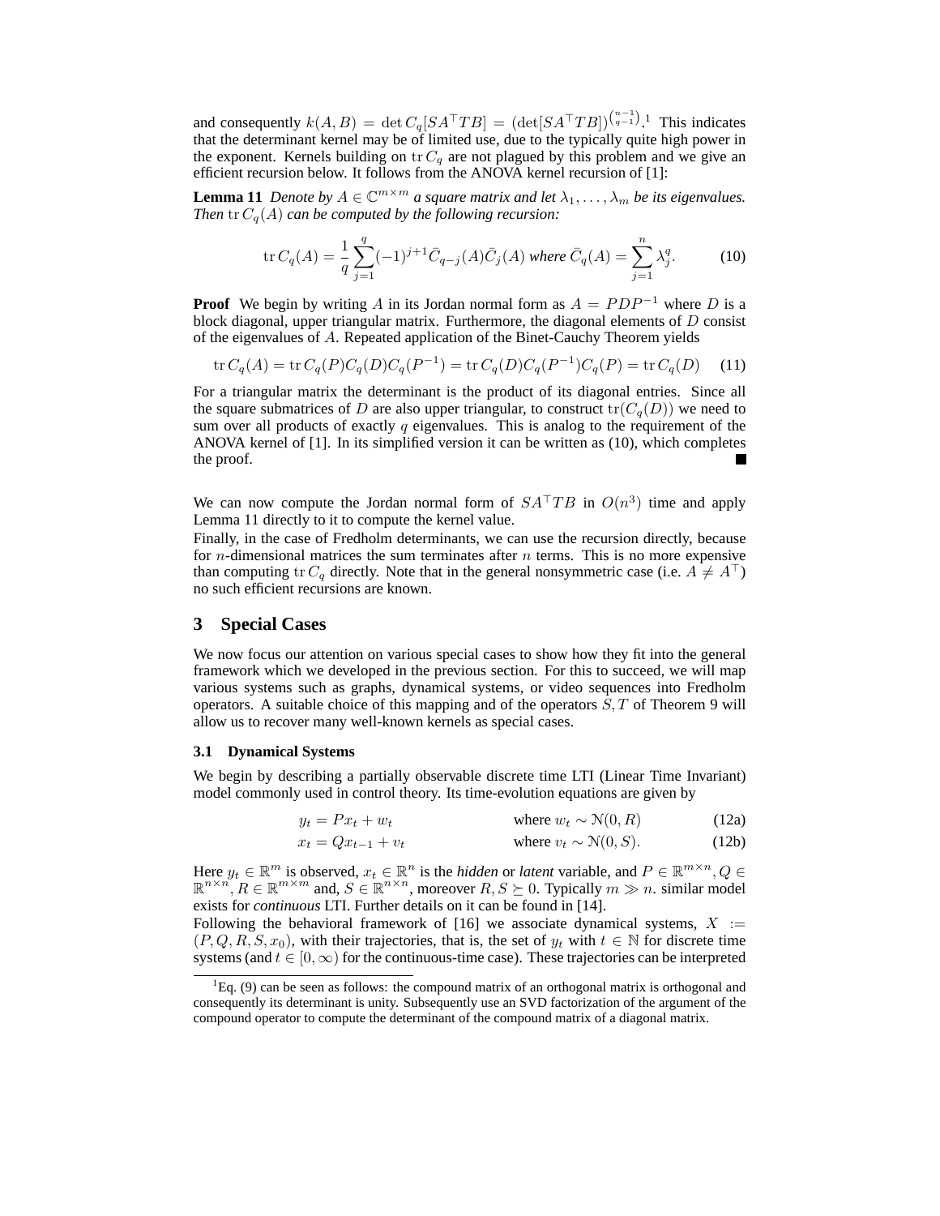and consequently $k(A, B) = \det C_q[SA^\top TB] = (\det[SA^\top TB])^{\binom{n-1}{q-1}}$.[1] This indicates that the determinant kernel may be of limited use, due to the typically quite high power in the exponent. Kernels building on $\operatorname{tr} C_q$ are not plagued by this problem and we give an efficient recursion below. It follows from the ANOVA kernel recursion of [1]:

**Lemma 11** *Denote by $A \in \mathbb{C}^{m\times m}$ a square matrix and let $\lambda_1, \ldots, \lambda_m$ be its eigenvalues. Then $\operatorname{tr} C_q(A)$ can be computed by the following recursion:*

$$\operatorname{tr} C_q(A) = \frac{1}{q}\sum_{j=1}^{q}(-1)^{j+1}\bar{C}_{q-j}(A)\bar{C}_j(A) \text{ where } \bar{C}_q(A) = \sum_{j=1}^{n}\lambda_j^q. \tag{10}$$

**Proof** We begin by writing $A$ in its Jordan normal form as $A = PDP^{-1}$ where $D$ is a block diagonal, upper triangular matrix. Furthermore, the diagonal elements of $D$ consist of the eigenvalues of $A$. Repeated application of the Binet-Cauchy Theorem yields

$$\operatorname{tr} C_q(A) = \operatorname{tr} C_q(P)C_q(D)C_q(P^{-1}) = \operatorname{tr} C_q(D)C_q(P^{-1})C_q(P) = \operatorname{tr} C_q(D) \tag{11}$$

For a triangular matrix the determinant is the product of its diagonal entries. Since all the square submatrices of $D$ are also upper triangular, to construct $\operatorname{tr}(C_q(D))$ we need to sum over all products of exactly $q$ eigenvalues. This is analog to the requirement of the ANOVA kernel of [1]. In its simplified version it can be written as (10), which completes the proof. ∎

We can now compute the Jordan normal form of $SA^\top TB$ in $O(n^3)$ time and apply Lemma 11 directly to it to compute the kernel value.

Finally, in the case of Fredholm determinants, we can use the recursion directly, because for $n$-dimensional matrices the sum terminates after $n$ terms. This is no more expensive than computing $\operatorname{tr} C_q$ directly. Note that in the general nonsymmetric case (i.e. $A \neq A^\top$) no such efficient recursions are known.

## 3 Special Cases

We now focus our attention on various special cases to show how they fit into the general framework which we developed in the previous section. For this to succeed, we will map various systems such as graphs, dynamical systems, or video sequences into Fredholm operators. A suitable choice of this mapping and of the operators $S, T$ of Theorem 9 will allow us to recover many well-known kernels as special cases.

### 3.1 Dynamical Systems

We begin by describing a partially observable discrete time LTI (Linear Time Invariant) model commonly used in control theory. Its time-evolution equations are given by

$$y_t = Px_t + w_t \qquad \text{where } w_t \sim \mathcal{N}(0, R) \tag{12a}$$

$$x_t = Qx_{t-1} + v_t \qquad \text{where } v_t \sim \mathcal{N}(0, S). \tag{12b}$$

Here $y_t \in \mathbb{R}^m$ is observed, $x_t \in \mathbb{R}^n$ is the *hidden* or *latent* variable, and $P \in \mathbb{R}^{m\times n}, Q \in \mathbb{R}^{n\times n}, R \in \mathbb{R}^{m\times m}$ and, $S \in \mathbb{R}^{n\times n}$, moreover $R, S \succeq 0$. Typically $m \gg n$. similar model exists for *continuous* LTI. Further details on it can be found in [14].

Following the behavioral framework of [16] we associate dynamical systems, $X := (P, Q, R, S, x_0)$, with their trajectories, that is, the set of $y_t$ with $t \in \mathbb{N}$ for discrete time systems (and $t \in [0, \infty)$ for the continuous-time case). These trajectories can be interpreted

[1] Eq. (9) can be seen as follows: the compound matrix of an orthogonal matrix is orthogonal and consequently its determinant is unity. Subsequently use an SVD factorization of the argument of the compound operator to compute the determinant of the compound matrix of a diagonal matrix.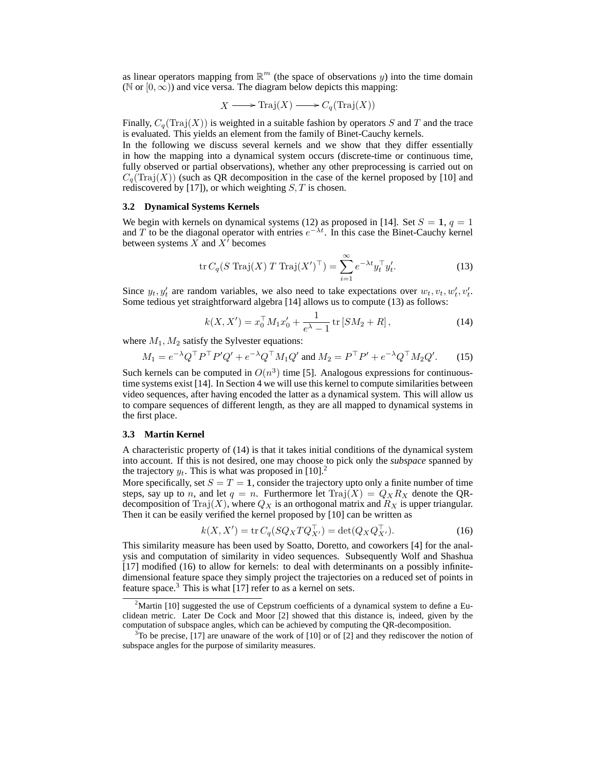as linear operators mapping from $\mathbb{R}^m$ (the space of observations $y$) into the time domain ($\mathbb{N}$ or $[0, \infty)$) and vice versa. The diagram below depicts this mapping:

$$X \longrightarrow \mathrm{Traj}(X) \longrightarrow C_q(\mathrm{Traj}(X))$$

Finally, $C_q(\mathrm{Traj}(X))$ is weighted in a suitable fashion by operators $S$ and $T$ and the trace is evaluated. This yields an element from the family of Binet-Cauchy kernels.

In the following we discuss several kernels and we show that they differ essentially in how the mapping into a dynamical system occurs (discrete-time or continuous time, fully observed or partial observations), whether any other preprocessing is carried out on $C_q(\mathrm{Traj}(X))$ (such as QR decomposition in the case of the kernel proposed by [10] and rediscovered by [17]), or which weighting $S, T$ is chosen.

### 3.2 Dynamical Systems Kernels

We begin with kernels on dynamical systems (12) as proposed in [14]. Set $S = \mathbf{1}$, $q = 1$ and $T$ to be the diagonal operator with entries $e^{-\lambda t}$. In this case the Binet-Cauchy kernel between systems $X$ and $X'$ becomes

$$\mathrm{tr}\, C_q(S\ \mathrm{Traj}(X)\ T\ \mathrm{Traj}(X')^\top) = \sum_{i=1}^{\infty} e^{-\lambda t} y_t^\top y_t'. \tag{13}$$

Since $y_t, y_t'$ are random variables, we also need to take expectations over $w_t, v_t, w_t', v_t'$. Some tedious yet straightforward algebra [14] allows us to compute (13) as follows:

$$k(X, X') = x_0^\top M_1 x_0' + \frac{1}{e^\lambda - 1} \mathrm{tr}\left[SM_2 + R\right], \tag{14}$$

where $M_1, M_2$ satisfy the Sylvester equations:

$$M_1 = e^{-\lambda} Q^\top P^\top P' Q' + e^{-\lambda} Q^\top M_1 Q' \text{ and } M_2 = P^\top P' + e^{-\lambda} Q^\top M_2 Q'. \tag{15}$$

Such kernels can be computed in $O(n^3)$ time [5]. Analogous expressions for continuous-time systems exist [14]. In Section 4 we will use this kernel to compute similarities between video sequences, after having encoded the latter as a dynamical system. This will allow us to compare sequences of different length, as they are all mapped to dynamical systems in the first place.

### 3.3 Martin Kernel

A characteristic property of (14) is that it takes initial conditions of the dynamical system into account. If this is not desired, one may choose to pick only the *subspace* spanned by the trajectory $y_t$. This is what was proposed in [10].[2]

More specifically, set $S = T = \mathbf{1}$, consider the trajectory upto only a finite number of time steps, say up to $n$, and let $q = n$. Furthermore let $\mathrm{Traj}(X) = Q_X R_X$ denote the QR-decomposition of $\mathrm{Traj}(X)$, where $Q_X$ is an orthogonal matrix and $R_X$ is upper triangular. Then it can be easily verified the kernel proposed by [10] can be written as

$$k(X, X') = \mathrm{tr}\, C_q(S Q_X T Q_{X'}^\top) = \det(Q_X Q_{X'}^\top). \tag{16}$$

This similarity measure has been used by Soatto, Doretto, and coworkers [4] for the analysis and computation of similarity in video sequences. Subsequently Wolf and Shashua [17] modified (16) to allow for kernels: to deal with determinants on a possibly infinite-dimensional feature space they simply project the trajectories on a reduced set of points in feature space.[3] This is what [17] refer to as a kernel on sets.

---

[2] Martin [10] suggested the use of Cepstrum coefficients of a dynamical system to define a Euclidean metric. Later De Cock and Moor [2] showed that this distance is, indeed, given by the computation of subspace angles, which can be achieved by computing the QR-decomposition.

[3] To be precise, [17] are unaware of the work of [10] or of [2] and they rediscover the notion of subspace angles for the purpose of similarity measures.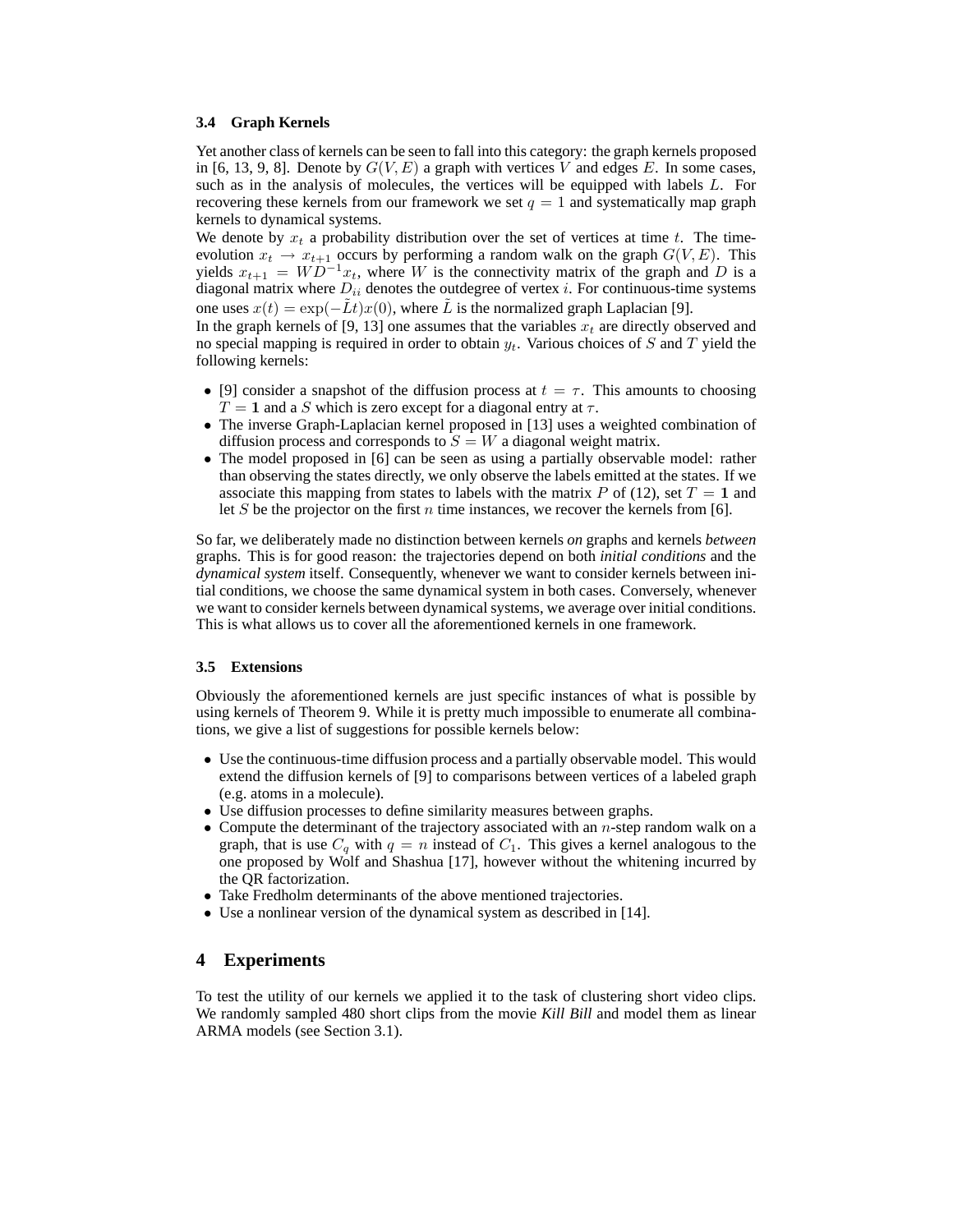### 3.4 Graph Kernels

Yet another class of kernels can be seen to fall into this category: the graph kernels proposed in [6, 13, 9, 8]. Denote by $G(V, E)$ a graph with vertices $V$ and edges $E$. In some cases, such as in the analysis of molecules, the vertices will be equipped with labels $L$. For recovering these kernels from our framework we set $q = 1$ and systematically map graph kernels to dynamical systems.

We denote by $x_t$ a probability distribution over the set of vertices at time $t$. The time-evolution $x_t \rightarrow x_{t+1}$ occurs by performing a random walk on the graph $G(V, E)$. This yields $x_{t+1} = WD^{-1}x_t$, where $W$ is the connectivity matrix of the graph and $D$ is a diagonal matrix where $D_{ii}$ denotes the outdegree of vertex $i$. For continuous-time systems one uses $x(t) = \exp(-\tilde{L}t)x(0)$, where $\tilde{L}$ is the normalized graph Laplacian [9].

In the graph kernels of [9, 13] one assumes that the variables $x_t$ are directly observed and no special mapping is required in order to obtain $y_t$. Various choices of $S$ and $T$ yield the following kernels:

- [9] consider a snapshot of the diffusion process at $t = \tau$. This amounts to choosing $T = \mathbf{1}$ and a $S$ which is zero except for a diagonal entry at $\tau$.
- The inverse Graph-Laplacian kernel proposed in [13] uses a weighted combination of diffusion process and corresponds to $S = W$ a diagonal weight matrix.
- The model proposed in [6] can be seen as using a partially observable model: rather than observing the states directly, we only observe the labels emitted at the states. If we associate this mapping from states to labels with the matrix $P$ of (12), set $T = \mathbf{1}$ and let $S$ be the projector on the first $n$ time instances, we recover the kernels from [6].

So far, we deliberately made no distinction between kernels *on* graphs and kernels *between* graphs. This is for good reason: the trajectories depend on both *initial conditions* and the *dynamical system* itself. Consequently, whenever we want to consider kernels between initial conditions, we choose the same dynamical system in both cases. Conversely, whenever we want to consider kernels between dynamical systems, we average over initial conditions. This is what allows us to cover all the aforementioned kernels in one framework.

### 3.5 Extensions

Obviously the aforementioned kernels are just specific instances of what is possible by using kernels of Theorem 9. While it is pretty much impossible to enumerate all combinations, we give a list of suggestions for possible kernels below:

- Use the continuous-time diffusion process and a partially observable model. This would extend the diffusion kernels of [9] to comparisons between vertices of a labeled graph (e.g. atoms in a molecule).
- Use diffusion processes to define similarity measures between graphs.
- Compute the determinant of the trajectory associated with an $n$-step random walk on a graph, that is use $C_q$ with $q = n$ instead of $C_1$. This gives a kernel analogous to the one proposed by Wolf and Shashua [17], however without the whitening incurred by the QR factorization.
- Take Fredholm determinants of the above mentioned trajectories.
- Use a nonlinear version of the dynamical system as described in [14].

## 4 Experiments

To test the utility of our kernels we applied it to the task of clustering short video clips. We randomly sampled 480 short clips from the movie *Kill Bill* and model them as linear ARMA models (see Section 3.1).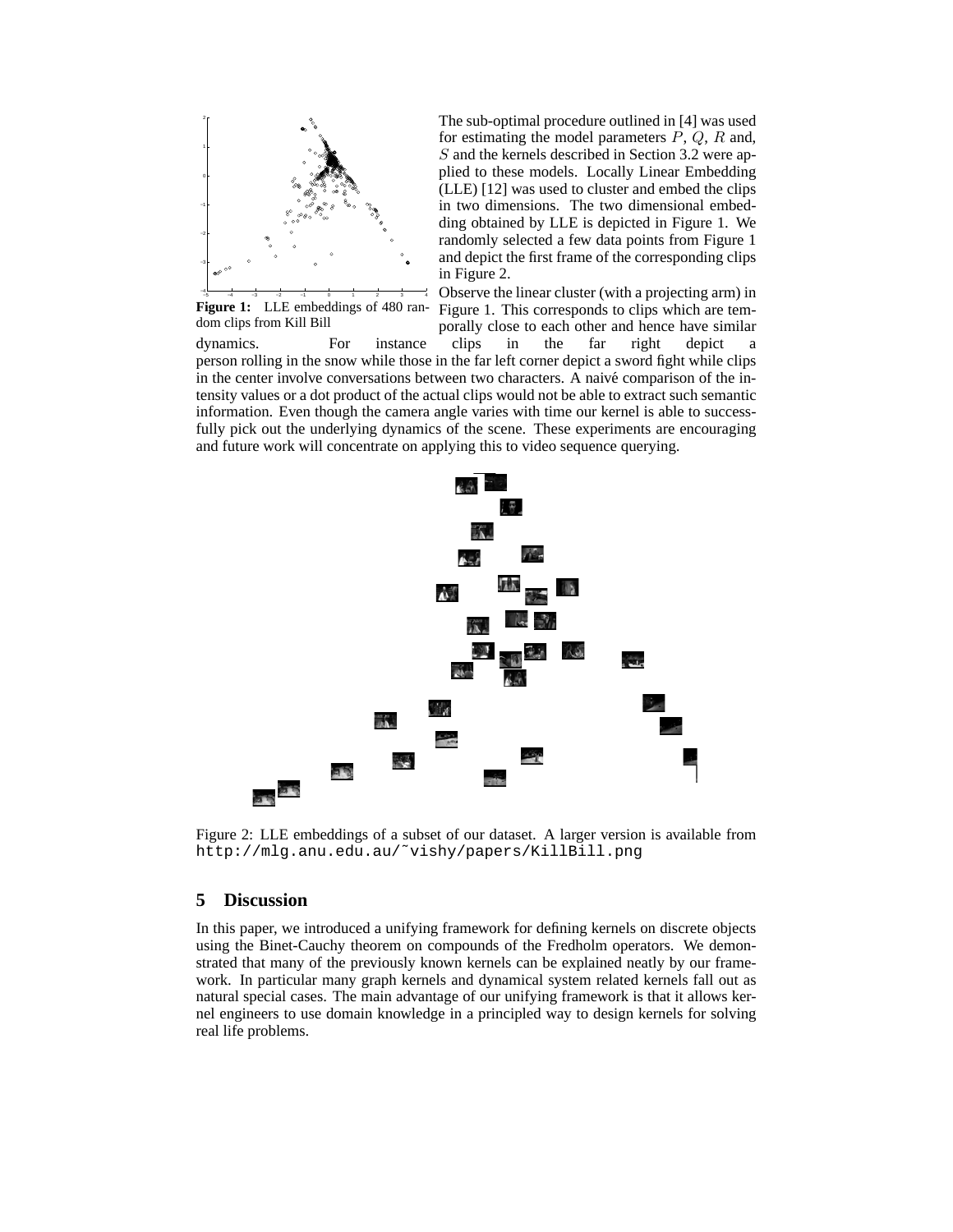**Figure 1:** LLE embeddings of 480 random clips from Kill Bill

The sub-optimal procedure outlined in [4] was used for estimating the model parameters $P$, $Q$, $R$ and, $S$ and the kernels described in Section 3.2 were applied to these models. Locally Linear Embedding (LLE) [12] was used to cluster and embed the clips in two dimensions. The two dimensional embedding obtained by LLE is depicted in Figure 1. We randomly selected a few data points from Figure 1 and depict the first frame of the corresponding clips in Figure 2.

Observe the linear cluster (with a projecting arm) in Figure 1. This corresponds to clips which are temporally close to each other and hence have similar dynamics. For instance clips in the far right depict a person rolling in the snow while those in the far left corner depict a sword fight while clips in the center involve conversations between two characters. A naivé comparison of the intensity values or a dot product of the actual clips would not be able to extract such semantic information. Even though the camera angle varies with time our kernel is able to successfully pick out the underlying dynamics of the scene. These experiments are encouraging and future work will concentrate on applying this to video sequence querying.

Figure 2: LLE embeddings of a subset of our dataset. A larger version is available from `http://mlg.anu.edu.au/~vishy/papers/KillBill.png`

## 5 Discussion

In this paper, we introduced a unifying framework for defining kernels on discrete objects using the Binet-Cauchy theorem on compounds of the Fredholm operators. We demonstrated that many of the previously known kernels can be explained neatly by our framework. In particular many graph kernels and dynamical system related kernels fall out as natural special cases. The main advantage of our unifying framework is that it allows kernel engineers to use domain knowledge in a principled way to design kernels for solving real life problems.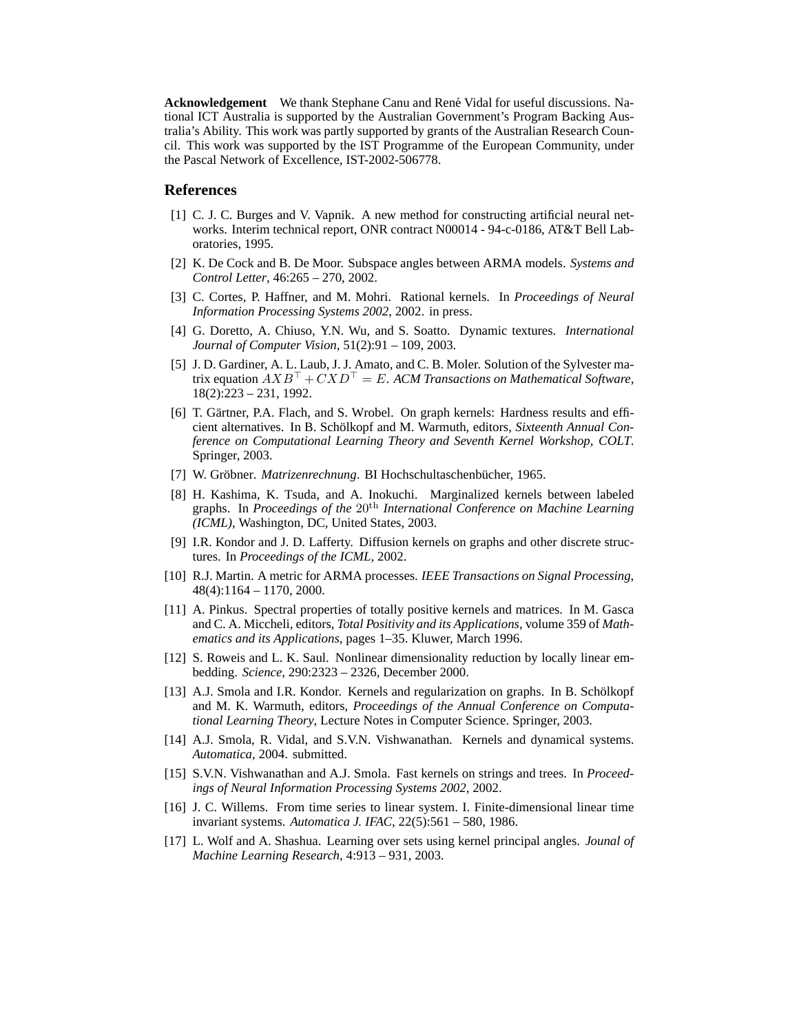**Acknowledgement** We thank Stephane Canu and René Vidal for useful discussions. National ICT Australia is supported by the Australian Government's Program Backing Australia's Ability. This work was partly supported by grants of the Australian Research Council. This work was supported by the IST Programme of the European Community, under the Pascal Network of Excellence, IST-2002-506778.

## References

[1] C. J. C. Burges and V. Vapnik. A new method for constructing artificial neural networks. Interim technical report, ONR contract N00014 - 94-c-0186, AT&T Bell Laboratories, 1995.

[2] K. De Cock and B. De Moor. Subspace angles between ARMA models. *Systems and Control Letter*, 46:265 – 270, 2002.

[3] C. Cortes, P. Haffner, and M. Mohri. Rational kernels. In *Proceedings of Neural Information Processing Systems 2002*, 2002. in press.

[4] G. Doretto, A. Chiuso, Y.N. Wu, and S. Soatto. Dynamic textures. *International Journal of Computer Vision*, 51(2):91 – 109, 2003.

[5] J. D. Gardiner, A. L. Laub, J. J. Amato, and C. B. Moler. Solution of the Sylvester matrix equation $AXB^\top + CXD^\top = E$. *ACM Transactions on Mathematical Software*, 18(2):223 – 231, 1992.

[6] T. Gärtner, P.A. Flach, and S. Wrobel. On graph kernels: Hardness results and efficient alternatives. In B. Schölkopf and M. Warmuth, editors, *Sixteenth Annual Conference on Computational Learning Theory and Seventh Kernel Workshop, COLT*. Springer, 2003.

[7] W. Gröbner. *Matrizenrechnung*. BI Hochschultaschenbücher, 1965.

[8] H. Kashima, K. Tsuda, and A. Inokuchi. Marginalized kernels between labeled graphs. In *Proceedings of the* $20^{\rm th}$ *International Conference on Machine Learning (ICML)*, Washington, DC, United States, 2003.

[9] I.R. Kondor and J. D. Lafferty. Diffusion kernels on graphs and other discrete structures. In *Proceedings of the ICML*, 2002.

[10] R.J. Martin. A metric for ARMA processes. *IEEE Transactions on Signal Processing*, 48(4):1164 – 1170, 2000.

[11] A. Pinkus. Spectral properties of totally positive kernels and matrices. In M. Gasca and C. A. Miccheli, editors, *Total Positivity and its Applications*, volume 359 of *Mathematics and its Applications*, pages 1–35. Kluwer, March 1996.

[12] S. Roweis and L. K. Saul. Nonlinear dimensionality reduction by locally linear embedding. *Science*, 290:2323 – 2326, December 2000.

[13] A.J. Smola and I.R. Kondor. Kernels and regularization on graphs. In B. Schölkopf and M. K. Warmuth, editors, *Proceedings of the Annual Conference on Computational Learning Theory*, Lecture Notes in Computer Science. Springer, 2003.

[14] A.J. Smola, R. Vidal, and S.V.N. Vishwanathan. Kernels and dynamical systems. *Automatica*, 2004. submitted.

[15] S.V.N. Vishwanathan and A.J. Smola. Fast kernels on strings and trees. In *Proceedings of Neural Information Processing Systems 2002*, 2002.

[16] J. C. Willems. From time series to linear system. I. Finite-dimensional linear time invariant systems. *Automatica J. IFAC*, 22(5):561 – 580, 1986.

[17] L. Wolf and A. Shashua. Learning over sets using kernel principal angles. *Jounal of Machine Learning Research*, 4:913 – 931, 2003.